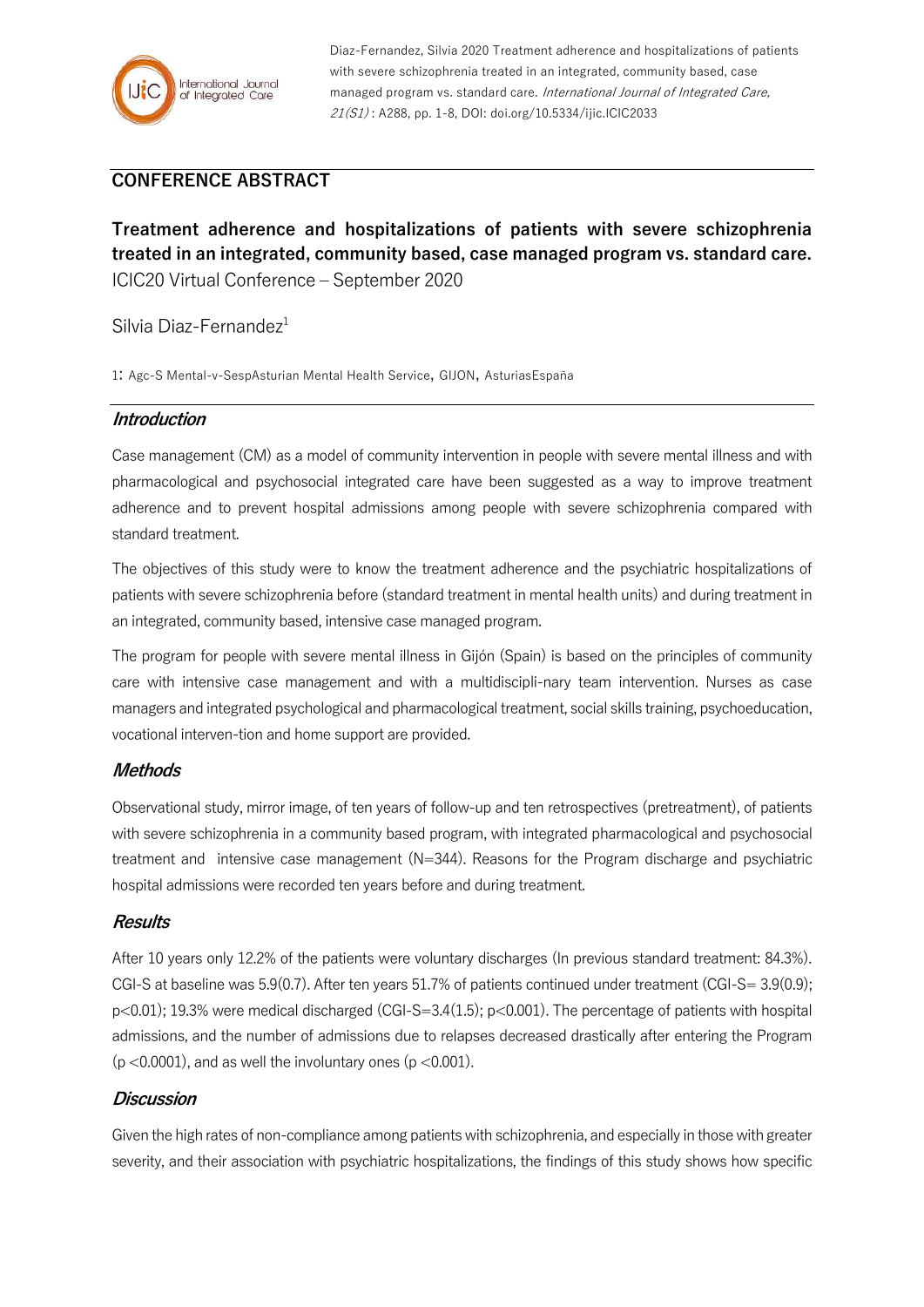Diaz-Fernandez, Silvia 2020 Treatment adherence and hospitalizations of patients with severe schizophrenia treated in an integrated, community based, case managed program vs. standard care. *International Journal of Integrated Care, 21(S1)* : A288, pp. 1-8, DOI: doi.org/10.5334/ijic.ICIC2033

## CONFERENCE ABSTRACT

# Treatment adherence and hospitalizations of patients with severe schizophrenia treated in an integrated, community based, case managed program vs. standard care.

ICIC20 Virtual Conference – September 2020

Silvia Diaz-Fernandez[1]

1: Agc-S Mental-v-SespAsturian Mental Health Service, GIJON, AsturiasEspaña

## *Introduction*

Case management (CM) as a model of community intervention in people with severe mental illness and with pharmacological and psychosocial integrated care have been suggested as a way to improve treatment adherence and to prevent hospital admissions among people with severe schizophrenia compared with standard treatment.

The objectives of this study were to know the treatment adherence and the psychiatric hospitalizations of patients with severe schizophrenia before (standard treatment in mental health units) and during treatment in an integrated, community based, intensive case managed program.

The program for people with severe mental illness in Gijón (Spain) is based on the principles of community care with intensive case management and with a multidiscipli-nary team intervention. Nurses as case managers and integrated psychological and pharmacological treatment, social skills training, psychoeducation, vocational interven-tion and home support are provided.

## *Methods*

Observational study, mirror image, of ten years of follow-up and ten retrospectives (pretreatment), of patients with severe schizophrenia in a community based program, with integrated pharmacological and psychosocial treatment and intensive case management (N=344). Reasons for the Program discharge and psychiatric hospital admissions were recorded ten years before and during treatment.

## *Results*

After 10 years only 12.2% of the patients were voluntary discharges (In previous standard treatment: 84.3%). CGI-S at baseline was 5.9(0.7). After ten years 51.7% of patients continued under treatment (CGI-S= 3.9(0.9); $p<0.01$); 19.3% were medical discharged (CGI-S=3.4(1.5); $p<0.001$). The percentage of patients with hospital admissions, and the number of admissions due to relapses decreased drastically after entering the Program ($p<0.0001$), and as well the involuntary ones ($p<0.001$).

## *Discussion*

Given the high rates of non-compliance among patients with schizophrenia, and especially in those with greater severity, and their association with psychiatric hospitalizations, the findings of this study shows how specific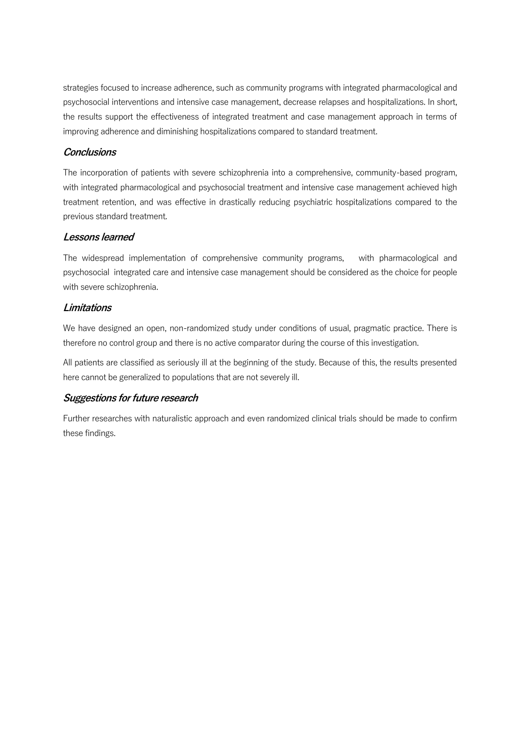strategies focused to increase adherence, such as community programs with integrated pharmacological and psychosocial interventions and intensive case management, decrease relapses and hospitalizations. In short, the results support the effectiveness of integrated treatment and case management approach in terms of improving adherence and diminishing hospitalizations compared to standard treatment.

### *Conclusions*

The incorporation of patients with severe schizophrenia into a comprehensive, community-based program, with integrated pharmacological and psychosocial treatment and intensive case management achieved high treatment retention, and was effective in drastically reducing psychiatric hospitalizations compared to the previous standard treatment.

### *Lessons learned*

The widespread implementation of comprehensive community programs, with pharmacological and psychosocial integrated care and intensive case management should be considered as the choice for people with severe schizophrenia.

### *Limitations*

We have designed an open, non-randomized study under conditions of usual, pragmatic practice. There is therefore no control group and there is no active comparator during the course of this investigation.

All patients are classified as seriously ill at the beginning of the study. Because of this, the results presented here cannot be generalized to populations that are not severely ill.

### *Suggestions for future research*

Further researches with naturalistic approach and even randomized clinical trials should be made to confirm these findings.